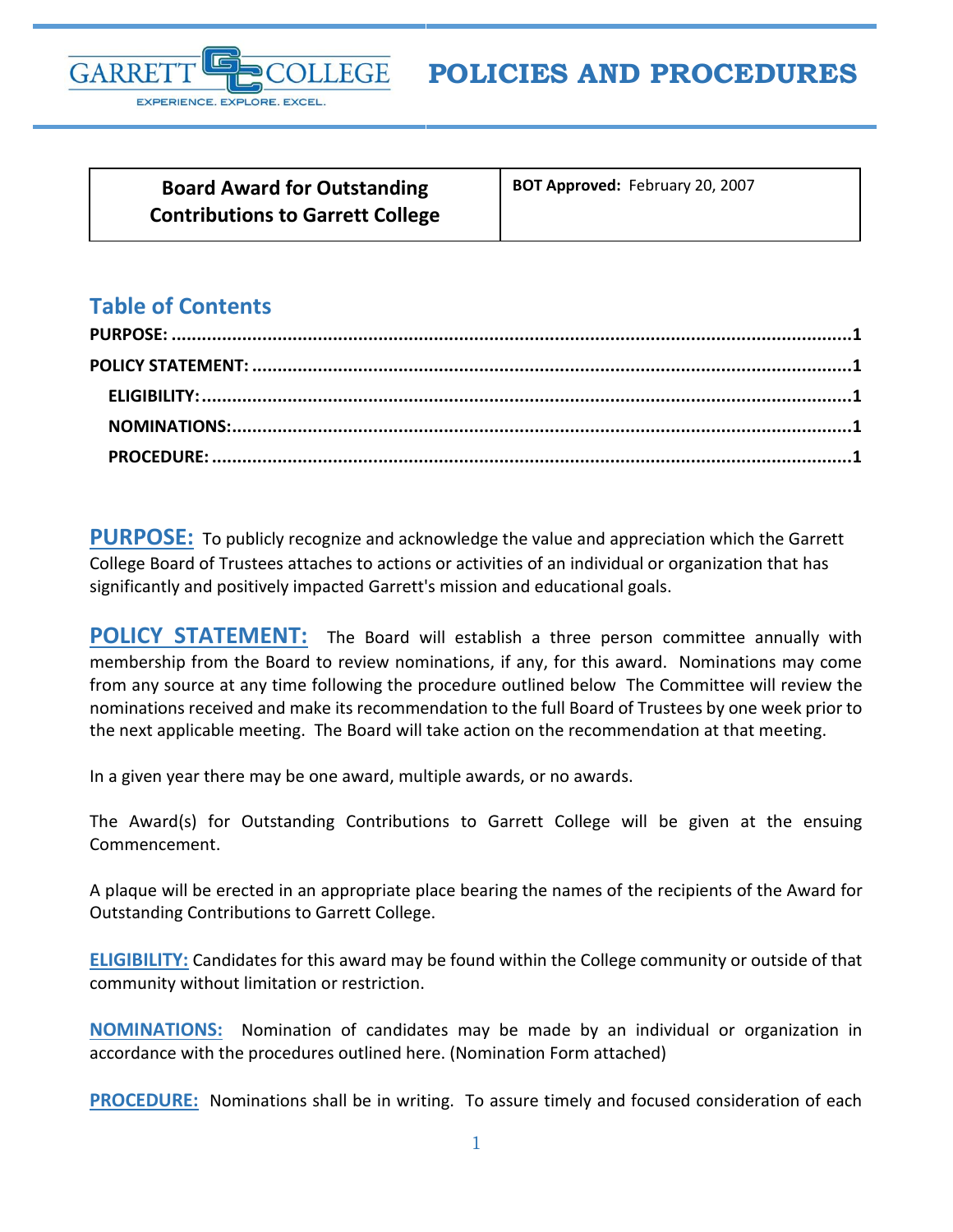GARRETT COLLEGE
EXPERIENCE. EXPLORE. EXCEL.

# POLICIES AND PROCEDURES

| Board Award for Outstanding Contributions to Garrett College | **BOT Approved:** February 20, 2007 |
|---|---|

## Table of Contents

**PURPOSE:** ........................................ 1

**POLICY STATEMENT:** ........................................ 1

- **ELIGIBILITY:** ........................................ 1
- **NOMINATIONS:** ........................................ 1
- **PROCEDURE:** ........................................ 1

**PURPOSE:** To publicly recognize and acknowledge the value and appreciation which the Garrett College Board of Trustees attaches to actions or activities of an individual or organization that has significantly and positively impacted Garrett's mission and educational goals.

**POLICY STATEMENT:** The Board will establish a three person committee annually with membership from the Board to review nominations, if any, for this award. Nominations may come from any source at any time following the procedure outlined below The Committee will review the nominations received and make its recommendation to the full Board of Trustees by one week prior to the next applicable meeting. The Board will take action on the recommendation at that meeting.

In a given year there may be one award, multiple awards, or no awards.

The Award(s) for Outstanding Contributions to Garrett College will be given at the ensuing Commencement.

A plaque will be erected in an appropriate place bearing the names of the recipients of the Award for Outstanding Contributions to Garrett College.

**ELIGIBILITY:** Candidates for this award may be found within the College community or outside of that community without limitation or restriction.

**NOMINATIONS:** Nomination of candidates may be made by an individual or organization in accordance with the procedures outlined here. (Nomination Form attached)

**PROCEDURE:** Nominations shall be in writing. To assure timely and focused consideration of each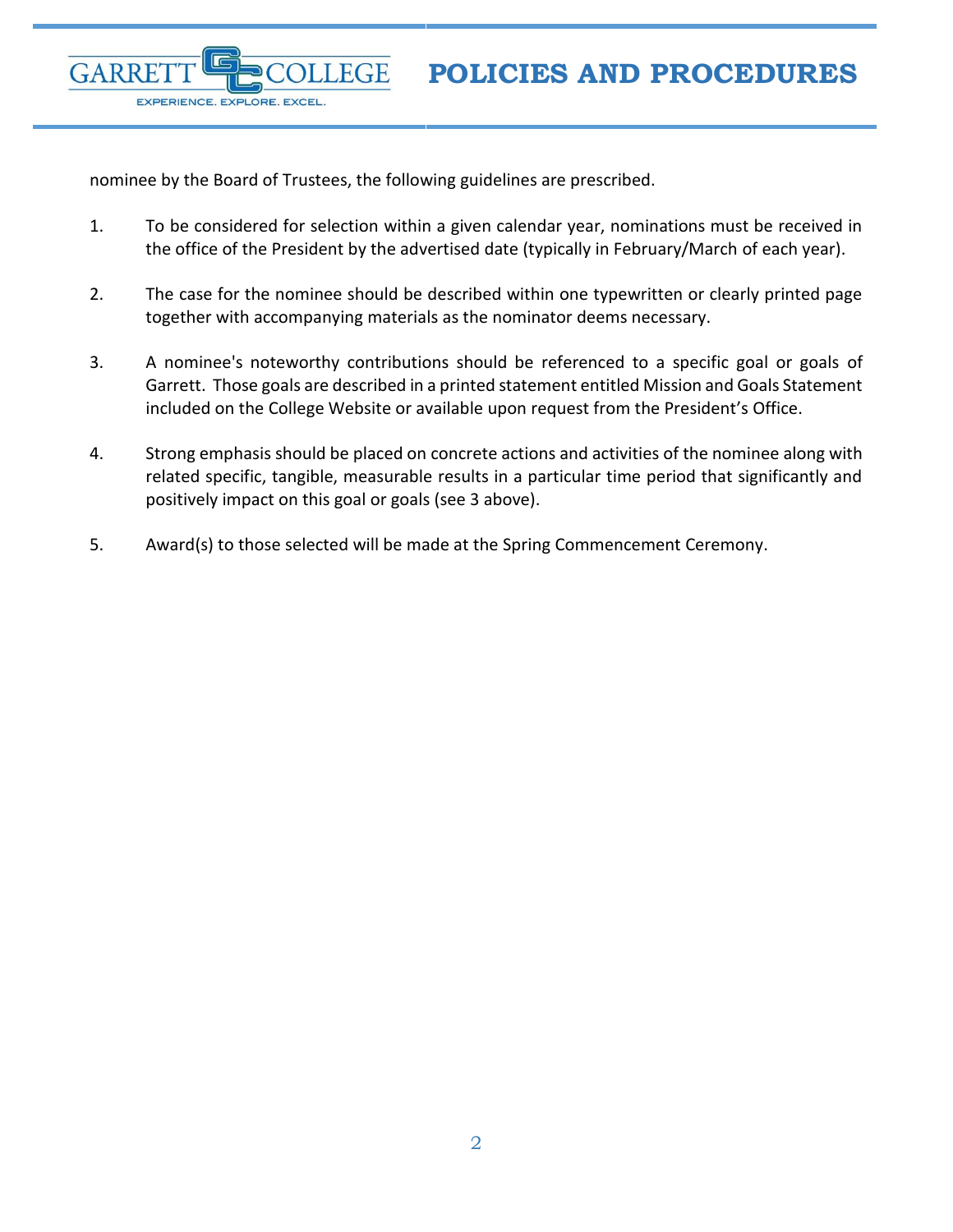nominee by the Board of Trustees, the following guidelines are prescribed.

1. To be considered for selection within a given calendar year, nominations must be received in the office of the President by the advertised date (typically in February/March of each year).

2. The case for the nominee should be described within one typewritten or clearly printed page together with accompanying materials as the nominator deems necessary.

3. A nominee's noteworthy contributions should be referenced to a specific goal or goals of Garrett. Those goals are described in a printed statement entitled Mission and Goals Statement included on the College Website or available upon request from the President's Office.

4. Strong emphasis should be placed on concrete actions and activities of the nominee along with related specific, tangible, measurable results in a particular time period that significantly and positively impact on this goal or goals (see 3 above).

5. Award(s) to those selected will be made at the Spring Commencement Ceremony.